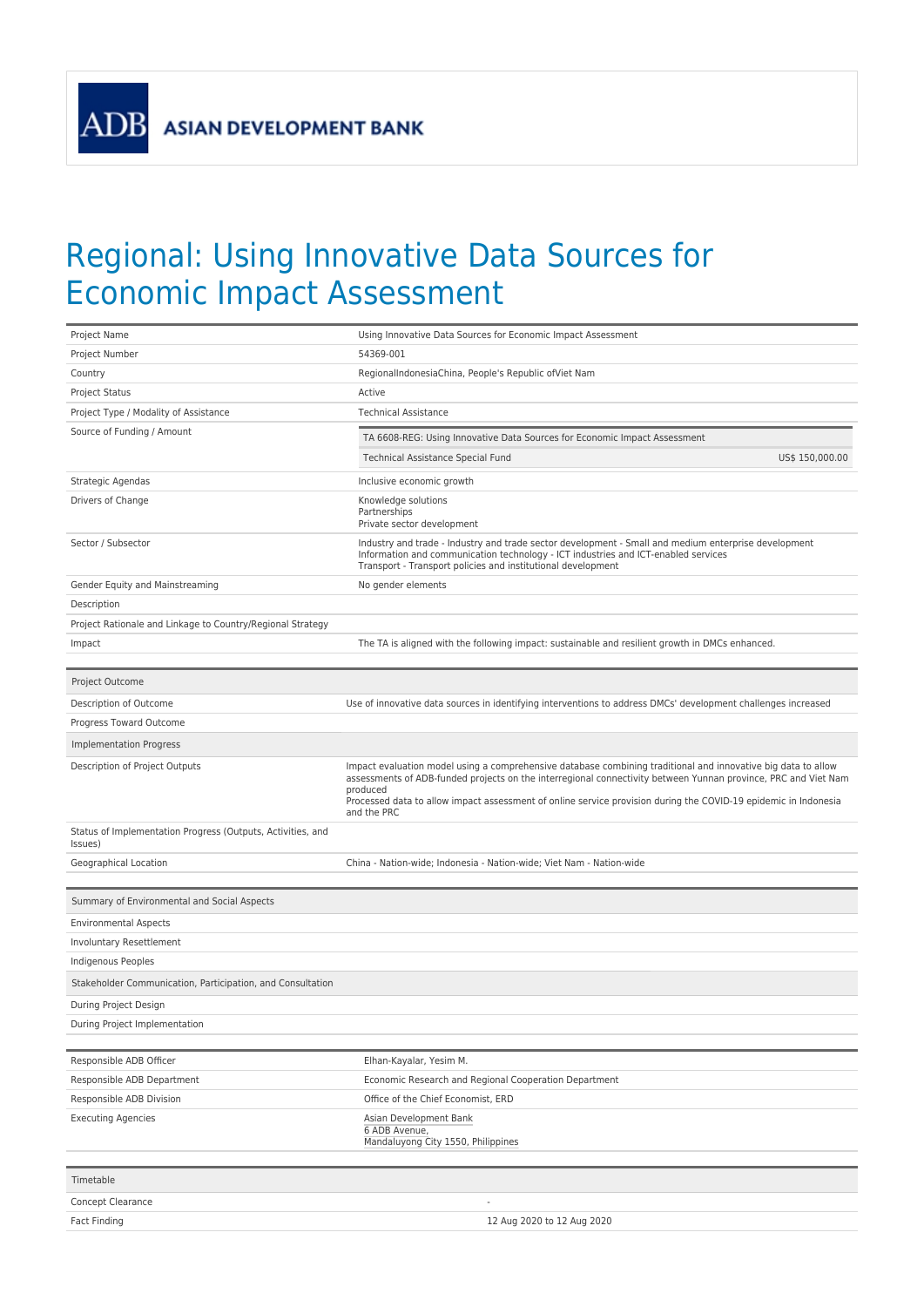ADB ASIAN DEVELOPMENT BANK

# Regional: Using Innovative Data Sources for Economic Impact Assessment

| | |
|---|---|
| Project Name | Using Innovative Data Sources for Economic Impact Assessment |
| Project Number | 54369-001 |
| Country | RegionalIndonesiaChina, People's Republic ofViet Nam |
| Project Status | Active |
| Project Type / Modality of Assistance | Technical Assistance |
| Source of Funding / Amount | TA 6608-REG: Using Innovative Data Sources for Economic Impact Assessment<br>Technical Assistance Special Fund US$ 150,000.00 |
| Strategic Agendas | Inclusive economic growth |
| Drivers of Change | Knowledge solutions<br>Partnerships<br>Private sector development |
| Sector / Subsector | Industry and trade - Industry and trade sector development - Small and medium enterprise development<br>Information and communication technology - ICT industries and ICT-enabled services<br>Transport - Transport policies and institutional development |
| Gender Equity and Mainstreaming | No gender elements |
| Description | |
| Project Rationale and Linkage to Country/Regional Strategy | |
| Impact | The TA is aligned with the following impact: sustainable and resilient growth in DMCs enhanced. |

| Project Outcome | |
|---|---|
| Description of Outcome | Use of innovative data sources in identifying interventions to address DMCs' development challenges increased |
| Progress Toward Outcome | |
| Implementation Progress | |
| Description of Project Outputs | Impact evaluation model using a comprehensive database combining traditional and innovative big data to allow assessments of ADB-funded projects on the interregional connectivity between Yunnan province, PRC and Viet Nam produced<br>Processed data to allow impact assessment of online service provision during the COVID-19 epidemic in Indonesia and the PRC |
| Status of Implementation Progress (Outputs, Activities, and Issues) | |
| Geographical Location | China - Nation-wide; Indonesia - Nation-wide; Viet Nam - Nation-wide |

| Summary of Environmental and Social Aspects | |
|---|---|
| Environmental Aspects | |
| Involuntary Resettlement | |
| Indigenous Peoples | |
| Stakeholder Communication, Participation, and Consultation | |
| During Project Design | |
| During Project Implementation | |

| | |
|---|---|
| Responsible ADB Officer | Elhan-Kayalar, Yesim M. |
| Responsible ADB Department | Economic Research and Regional Cooperation Department |
| Responsible ADB Division | Office of the Chief Economist, ERD |
| Executing Agencies | Asian Development Bank<br>6 ADB Avenue,<br>Mandaluyong City 1550, Philippines |

| Timetable | |
|---|---|
| Concept Clearance | - |
| Fact Finding | 12 Aug 2020 to 12 Aug 2020 |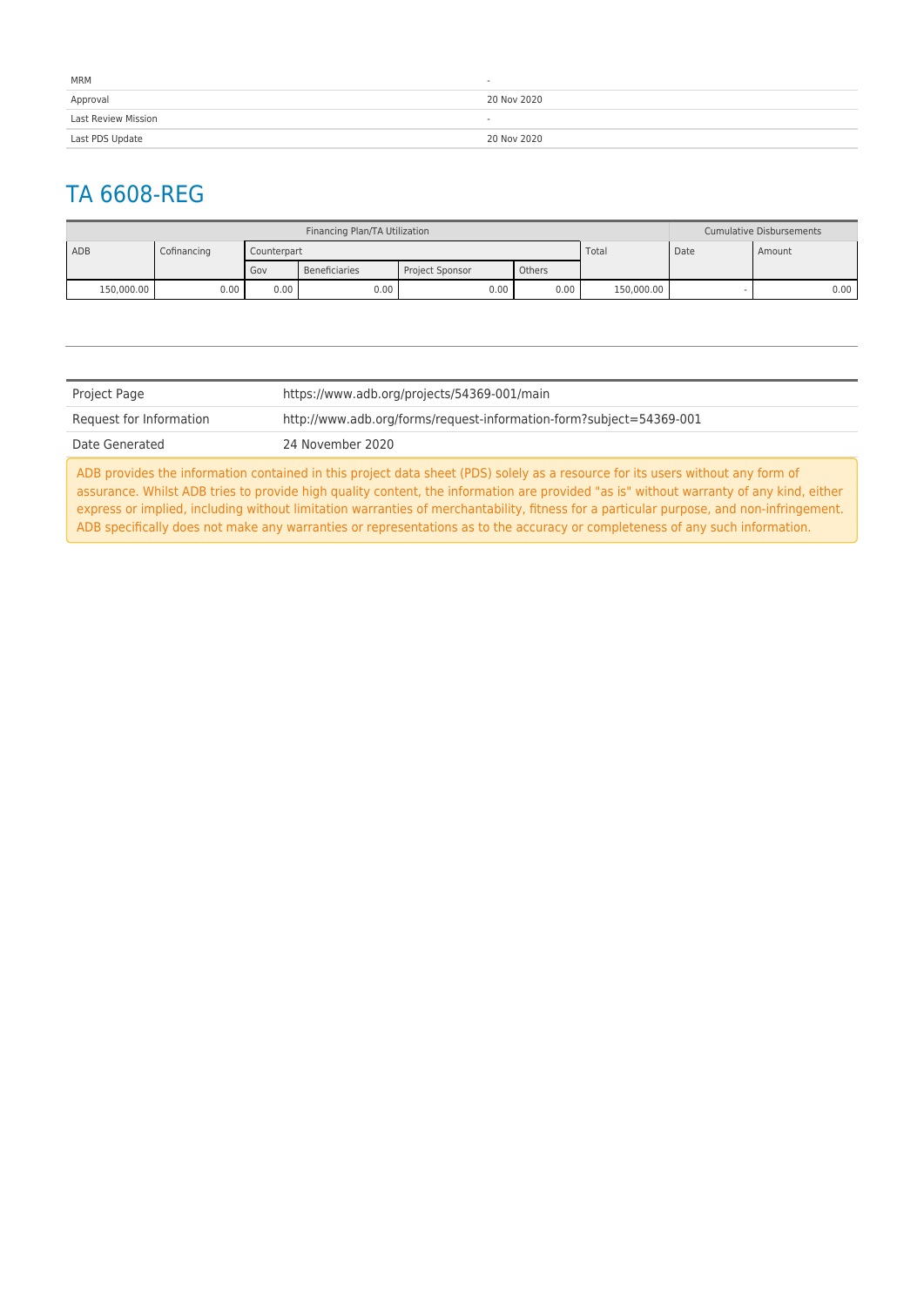| | |
|---|---|
| MRM | - |
| Approval | 20 Nov 2020 |
| Last Review Mission | - |
| Last PDS Update | 20 Nov 2020 |

## TA 6608-REG

| Financing Plan/TA Utilization | | | | | | | Cumulative Disbursements | |
|---|---|---|---|---|---|---|---|---|
| ADB | Cofinancing | Counterpart | | | | Total | Date | Amount |
| | | Gov | Beneficiaries | Project Sponsor | Others | | | |
| 150,000.00 | 0.00 | 0.00 | 0.00 | 0.00 | 0.00 | 150,000.00 | - | 0.00 |

| | |
|---|---|
| Project Page | https://www.adb.org/projects/54369-001/main |
| Request for Information | http://www.adb.org/forms/request-information-form?subject=54369-001 |
| Date Generated | 24 November 2020 |

ADB provides the information contained in this project data sheet (PDS) solely as a resource for its users without any form of assurance. Whilst ADB tries to provide high quality content, the information are provided "as is" without warranty of any kind, either express or implied, including without limitation warranties of merchantability, fitness for a particular purpose, and non-infringement. ADB specifically does not make any warranties or representations as to the accuracy or completeness of any such information.